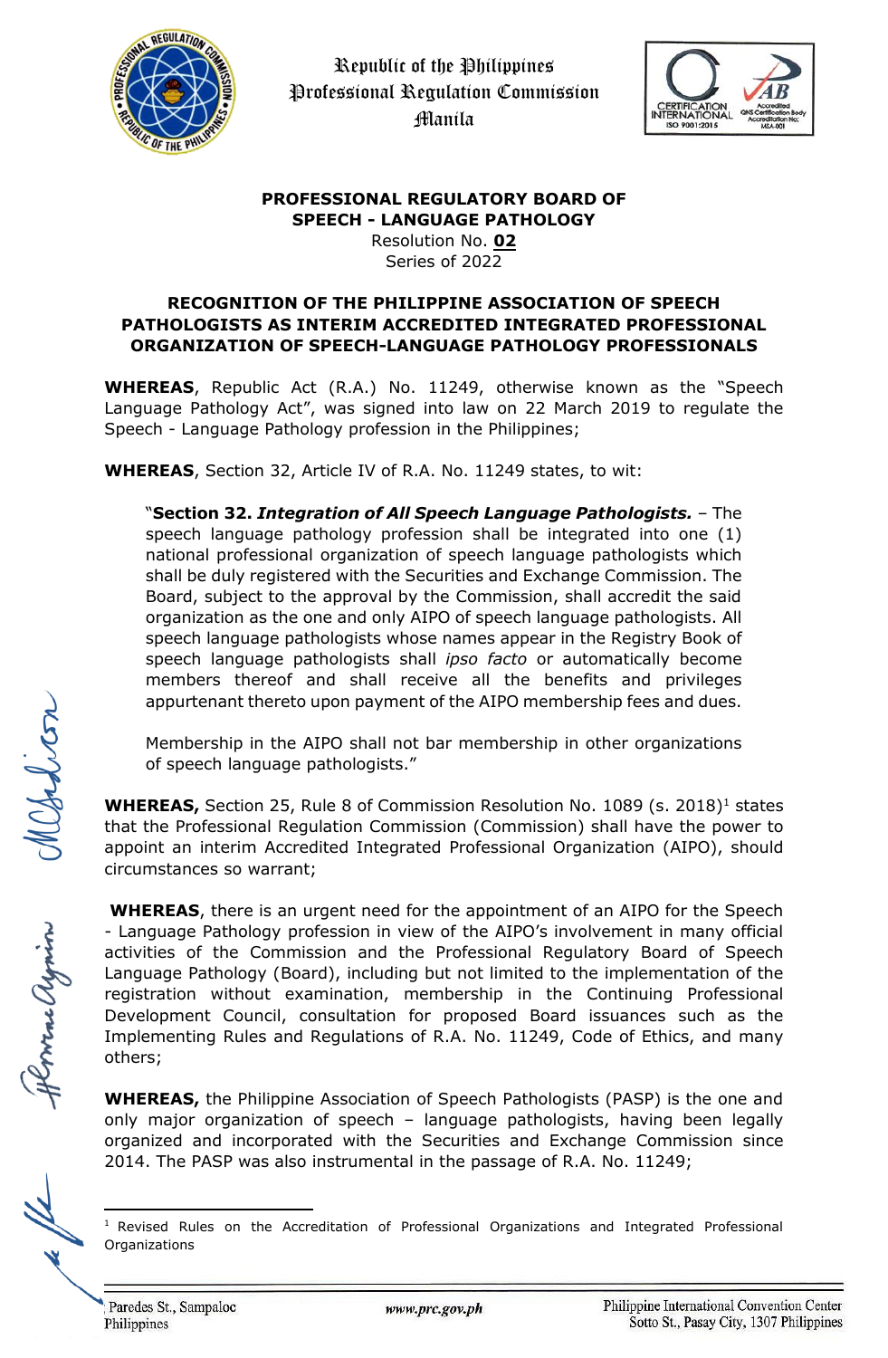Republic of the Philippines
Professional Regulation Commission
Manila

**PROFESSIONAL REGULATORY BOARD OF SPEECH - LANGUAGE PATHOLOGY**
Resolution No. **02**
Series of 2022

## RECOGNITION OF THE PHILIPPINE ASSOCIATION OF SPEECH PATHOLOGISTS AS INTERIM ACCREDITED INTEGRATED PROFESSIONAL ORGANIZATION OF SPEECH-LANGUAGE PATHOLOGY PROFESSIONALS

**WHEREAS**, Republic Act (R.A.) No. 11249, otherwise known as the "Speech Language Pathology Act", was signed into law on 22 March 2019 to regulate the Speech - Language Pathology profession in the Philippines;

**WHEREAS**, Section 32, Article IV of R.A. No. 11249 states, to wit:

> "**Section 32. *Integration of All Speech Language Pathologists.*** – The speech language pathology profession shall be integrated into one (1) national professional organization of speech language pathologists which shall be duly registered with the Securities and Exchange Commission. The Board, subject to the approval by the Commission, shall accredit the said organization as the one and only AIPO of speech language pathologists. All speech language pathologists whose names appear in the Registry Book of speech language pathologists shall *ipso facto* or automatically become members thereof and shall receive all the benefits and privileges appurtenant thereto upon payment of the AIPO membership fees and dues.
>
> Membership in the AIPO shall not bar membership in other organizations of speech language pathologists."

**WHEREAS,** Section 25, Rule 8 of Commission Resolution No. 1089 (s. 2018)[1] states that the Professional Regulation Commission (Commission) shall have the power to appoint an interim Accredited Integrated Professional Organization (AIPO), should circumstances so warrant;

**WHEREAS**, there is an urgent need for the appointment of an AIPO for the Speech - Language Pathology profession in view of the AIPO's involvement in many official activities of the Commission and the Professional Regulatory Board of Speech Language Pathology (Board), including but not limited to the implementation of the registration without examination, membership in the Continuing Professional Development Council, consultation for proposed Board issuances such as the Implementing Rules and Regulations of R.A. No. 11249, Code of Ethics, and many others;

**WHEREAS,** the Philippine Association of Speech Pathologists (PASP) is the one and only major organization of speech – language pathologists, having been legally organized and incorporated with the Securities and Exchange Commission since 2014. The PASP was also instrumental in the passage of R.A. No. 11249;

---

[1] Revised Rules on the Accreditation of Professional Organizations and Integrated Professional Organizations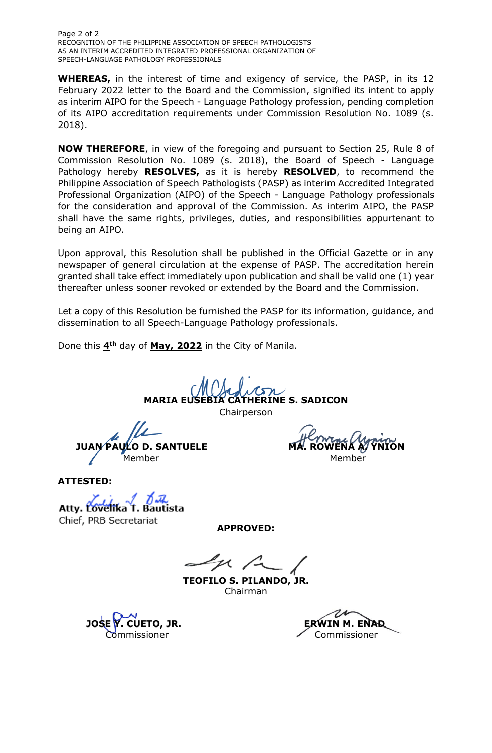**WHEREAS,** in the interest of time and exigency of service, the PASP, in its 12 February 2022 letter to the Board and the Commission, signified its intent to apply as interim AIPO for the Speech - Language Pathology profession, pending completion of its AIPO accreditation requirements under Commission Resolution No. 1089 (s. 2018).

**NOW THEREFORE**, in view of the foregoing and pursuant to Section 25, Rule 8 of Commission Resolution No. 1089 (s. 2018), the Board of Speech - Language Pathology hereby **RESOLVES,** as it is hereby **RESOLVED**, to recommend the Philippine Association of Speech Pathologists (PASP) as interim Accredited Integrated Professional Organization (AIPO) of the Speech - Language Pathology professionals for the consideration and approval of the Commission. As interim AIPO, the PASP shall have the same rights, privileges, duties, and responsibilities appurtenant to being an AIPO.

Upon approval, this Resolution shall be published in the Official Gazette or in any newspaper of general circulation at the expense of PASP. The accreditation herein granted shall take effect immediately upon publication and shall be valid one (1) year thereafter unless sooner revoked or extended by the Board and the Commission.

Let a copy of this Resolution be furnished the PASP for its information, guidance, and dissemination to all Speech-Language Pathology professionals.

Done this **4th** day of **May, 2022** in the City of Manila.

**MARIA EUSEBIA CATHERINE S. SADICON**
Chairperson

**JUAN PAULO D. SANTUELE**
Member

**MA. ROWENA A. YNION**
Member

**ATTESTED:**

**Atty. Lovelika T. Bautista**
Chief, PRB Secretariat

**APPROVED:**

**TEOFILO S. PILANDO, JR.**
Chairman

**JOSE Y. CUETO, JR.**
Commissioner

**ERWIN M. ENAD**
Commissioner